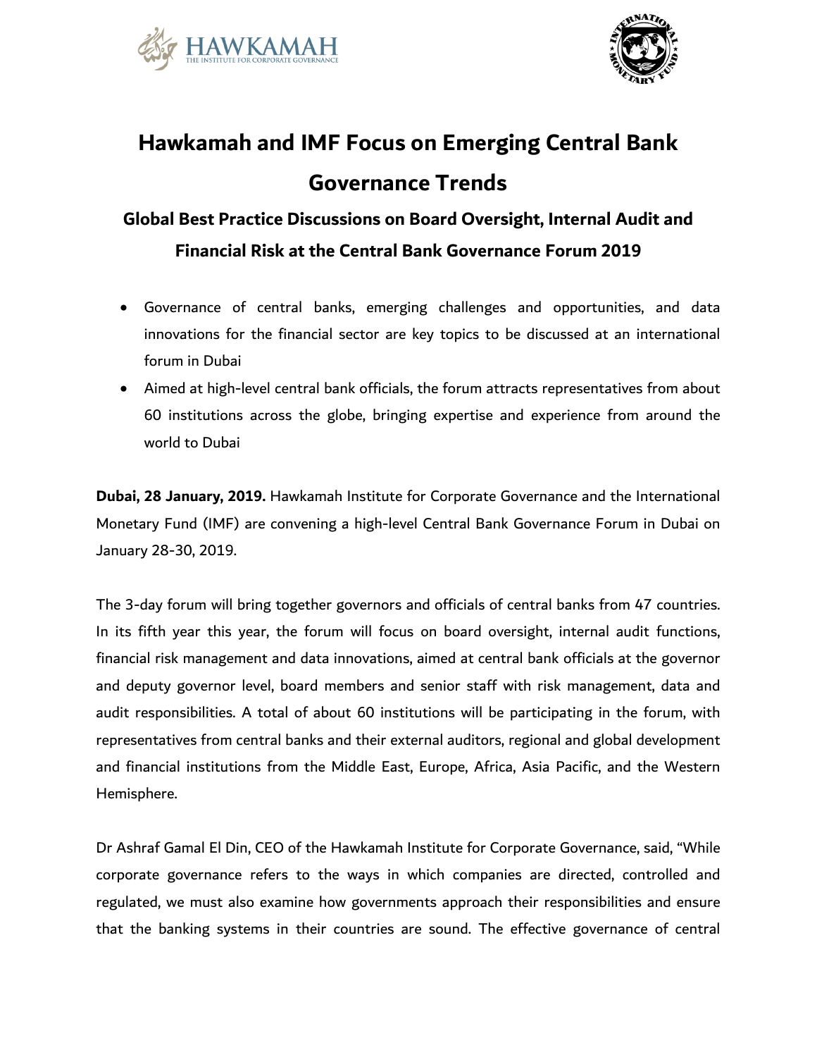# Hawkamah and IMF Focus on Emerging Central Bank Governance Trends

## Global Best Practice Discussions on Board Oversight, Internal Audit and Financial Risk at the Central Bank Governance Forum 2019

- Governance of central banks, emerging challenges and opportunities, and data innovations for the financial sector are key topics to be discussed at an international forum in Dubai
- Aimed at high-level central bank officials, the forum attracts representatives from about 60 institutions across the globe, bringing expertise and experience from around the world to Dubai

**Dubai, 28 January, 2019.** Hawkamah Institute for Corporate Governance and the International Monetary Fund (IMF) are convening a high-level Central Bank Governance Forum in Dubai on January 28-30, 2019.

The 3-day forum will bring together governors and officials of central banks from 47 countries. In its fifth year this year, the forum will focus on board oversight, internal audit functions, financial risk management and data innovations, aimed at central bank officials at the governor and deputy governor level, board members and senior staff with risk management, data and audit responsibilities. A total of about 60 institutions will be participating in the forum, with representatives from central banks and their external auditors, regional and global development and financial institutions from the Middle East, Europe, Africa, Asia Pacific, and the Western Hemisphere.

Dr Ashraf Gamal El Din, CEO of the Hawkamah Institute for Corporate Governance, said, "While corporate governance refers to the ways in which companies are directed, controlled and regulated, we must also examine how governments approach their responsibilities and ensure that the banking systems in their countries are sound. The effective governance of central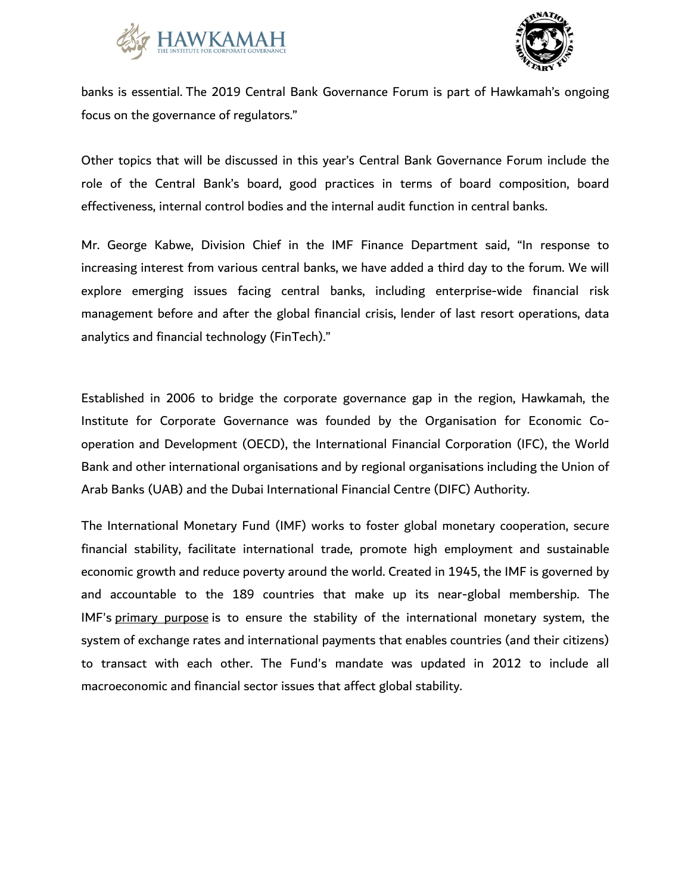banks is essential. The 2019 Central Bank Governance Forum is part of Hawkamah's ongoing focus on the governance of regulators."

Other topics that will be discussed in this year's Central Bank Governance Forum include the role of the Central Bank's board, good practices in terms of board composition, board effectiveness, internal control bodies and the internal audit function in central banks.

Mr. George Kabwe, Division Chief in the IMF Finance Department said, "In response to increasing interest from various central banks, we have added a third day to the forum. We will explore emerging issues facing central banks, including enterprise-wide financial risk management before and after the global financial crisis, lender of last resort operations, data analytics and financial technology (FinTech)."

Established in 2006 to bridge the corporate governance gap in the region, Hawkamah, the Institute for Corporate Governance was founded by the Organisation for Economic Co-operation and Development (OECD), the International Financial Corporation (IFC), the World Bank and other international organisations and by regional organisations including the Union of Arab Banks (UAB) and the Dubai International Financial Centre (DIFC) Authority.

The International Monetary Fund (IMF) works to foster global monetary cooperation, secure financial stability, facilitate international trade, promote high employment and sustainable economic growth and reduce poverty around the world. Created in 1945, the IMF is governed by and accountable to the 189 countries that make up its near-global membership. The IMF's primary purpose is to ensure the stability of the international monetary system, the system of exchange rates and international payments that enables countries (and their citizens) to transact with each other. The Fund's mandate was updated in 2012 to include all macroeconomic and financial sector issues that affect global stability.